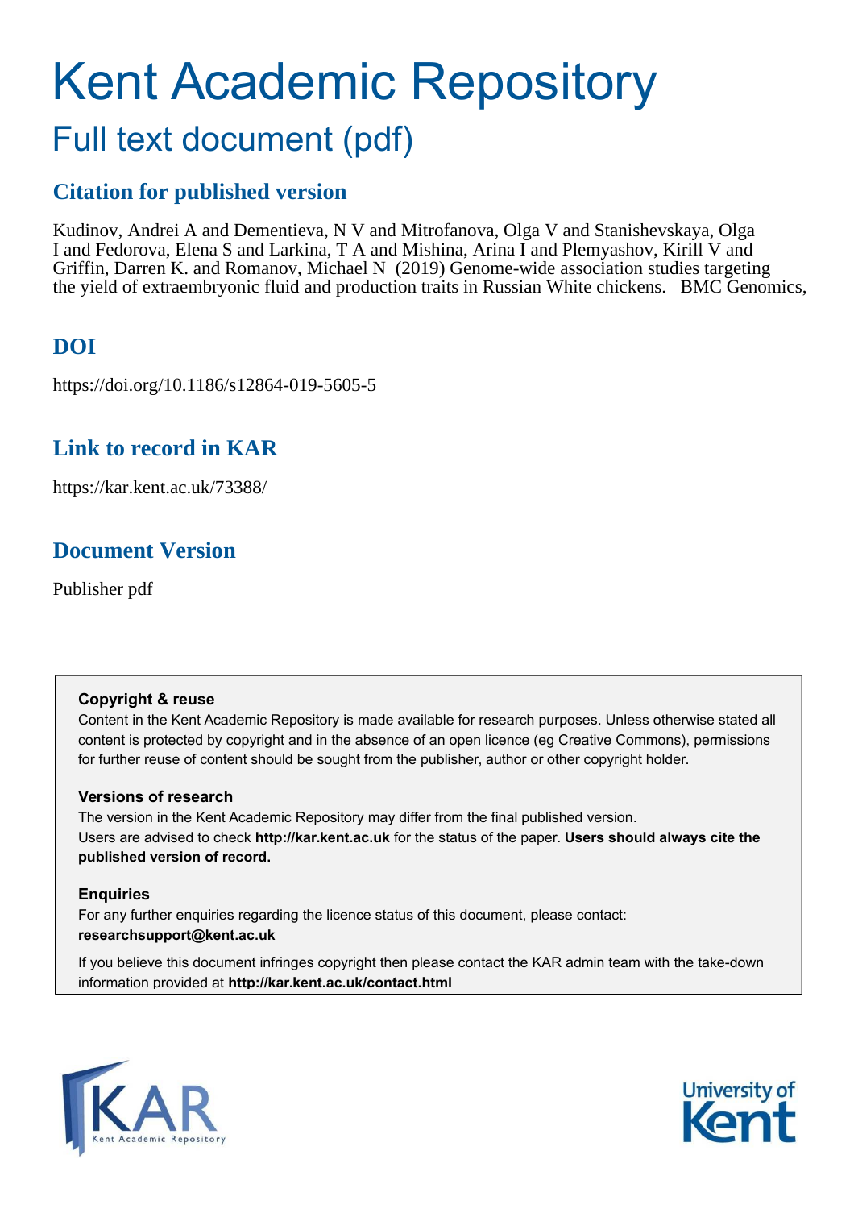# Kent Academic Repository

## Full text document (pdf)

### Citation for published version

Kudinov, Andrei A and Dementieva, N V and Mitrofanova, Olga V and Stanishevskaya, Olga I and Fedorova, Elena S and Larkina, T A and Mishina, Arina I and Plemyashov, Kirill V and Griffin, Darren K. and Romanov, Michael N (2019) Genome-wide association studies targeting the yield of extraembryonic fluid and production traits in Russian White chickens. BMC Genomics,

### DOI

https://doi.org/10.1186/s12864-019-5605-5

### Link to record in KAR

https://kar.kent.ac.uk/73388/

### Document Version

Publisher pdf

**Copyright & reuse**

Content in the Kent Academic Repository is made available for research purposes. Unless otherwise stated all content is protected by copyright and in the absence of an open licence (eg Creative Commons), permissions for further reuse of content should be sought from the publisher, author or other copyright holder.

**Versions of research**

The version in the Kent Academic Repository may differ from the final published version. Users are advised to check **http://kar.kent.ac.uk** for the status of the paper. **Users should always cite the published version of record.**

**Enquiries**

For any further enquiries regarding the licence status of this document, please contact: **researchsupport@kent.ac.uk**

If you believe this document infringes copyright then please contact the KAR admin team with the take-down information provided at **http://kar.kent.ac.uk/contact.html**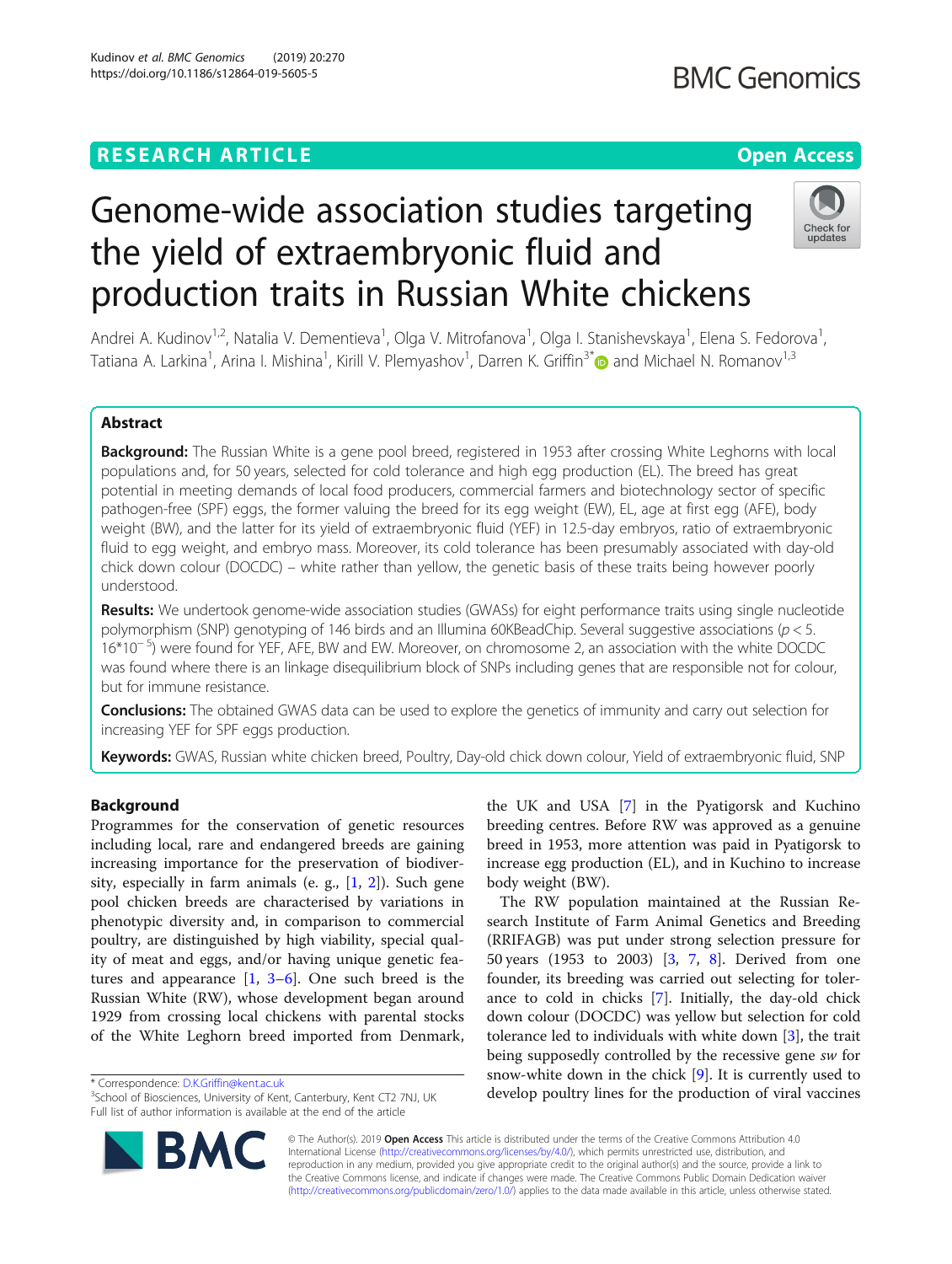# Genome-wide association studies targeting the yield of extraembryonic fluid and production traits in Russian White chickens

Andrei A. Kudinov[1,2], Natalia V. Dementieva[1], Olga V. Mitrofanova[1], Olga I. Stanishevskaya[1], Elena S. Fedorova[1], Tatiana A. Larkina[1], Arina I. Mishina[1], Kirill V. Plemyashov[1], Darren K. Griffin[3*] and Michael N. Romanov[1,3]

## Abstract

**Background:** The Russian White is a gene pool breed, registered in 1953 after crossing White Leghorns with local populations and, for 50 years, selected for cold tolerance and high egg production (EL). The breed has great potential in meeting demands of local food producers, commercial farmers and biotechnology sector of specific pathogen-free (SPF) eggs, the former valuing the breed for its egg weight (EW), EL, age at first egg (AFE), body weight (BW), and the latter for its yield of extraembryonic fluid (YEF) in 12.5-day embryos, ratio of extraembryonic fluid to egg weight, and embryo mass. Moreover, its cold tolerance has been presumably associated with day-old chick down colour (DOCDC) – white rather than yellow, the genetic basis of these traits being however poorly understood.

**Results:** We undertook genome-wide association studies (GWASs) for eight performance traits using single nucleotide polymorphism (SNP) genotyping of 146 birds and an Illumina 60KBeadChip. Several suggestive associations ($p < 5.16*10^{-5}$) were found for YEF, AFE, BW and EW. Moreover, on chromosome 2, an association with the white DOCDC was found where there is an linkage disequilibrium block of SNPs including genes that are responsible not for colour, but for immune resistance.

**Conclusions:** The obtained GWAS data can be used to explore the genetics of immunity and carry out selection for increasing YEF for SPF eggs production.

**Keywords:** GWAS, Russian white chicken breed, Poultry, Day-old chick down colour, Yield of extraembryonic fluid, SNP

## Background

Programmes for the conservation of genetic resources including local, rare and endangered breeds are gaining increasing importance for the preservation of biodiversity, especially in farm animals (e. g., [1, 2]). Such gene pool chicken breeds are characterised by variations in phenotypic diversity and, in comparison to commercial poultry, are distinguished by high viability, special quality of meat and eggs, and/or having unique genetic features and appearance [1, 3–6]. One such breed is the Russian White (RW), whose development began around 1929 from crossing local chickens with parental stocks of the White Leghorn breed imported from Denmark, the UK and USA [7] in the Pyatigorsk and Kuchino breeding centres. Before RW was approved as a genuine breed in 1953, more attention was paid in Pyatigorsk to increase egg production (EL), and in Kuchino to increase body weight (BW).

The RW population maintained at the Russian Research Institute of Farm Animal Genetics and Breeding (RRIFAGB) was put under strong selection pressure for 50 years (1953 to 2003) [3, 7, 8]. Derived from one founder, its breeding was carried out selecting for tolerance to cold in chicks [7]. Initially, the day-old chick down colour (DOCDC) was yellow but selection for cold tolerance led to individuals with white down [3], the trait being supposedly controlled by the recessive gene *sw* for snow-white down in the chick [9]. It is currently used to develop poultry lines for the production of viral vaccines

\* Correspondence: D.K.Griffin@kent.ac.uk
[3]School of Biosciences, University of Kent, Canterbury, Kent CT2 7NJ, UK
Full list of author information is available at the end of the article

© The Author(s). 2019 **Open Access** This article is distributed under the terms of the Creative Commons Attribution 4.0 International License (http://creativecommons.org/licenses/by/4.0/), which permits unrestricted use, distribution, and reproduction in any medium, provided you give appropriate credit to the original author(s) and the source, provide a link to the Creative Commons license, and indicate if changes were made. The Creative Commons Public Domain Dedication waiver (http://creativecommons.org/publicdomain/zero/1.0/) applies to the data made available in this article, unless otherwise stated.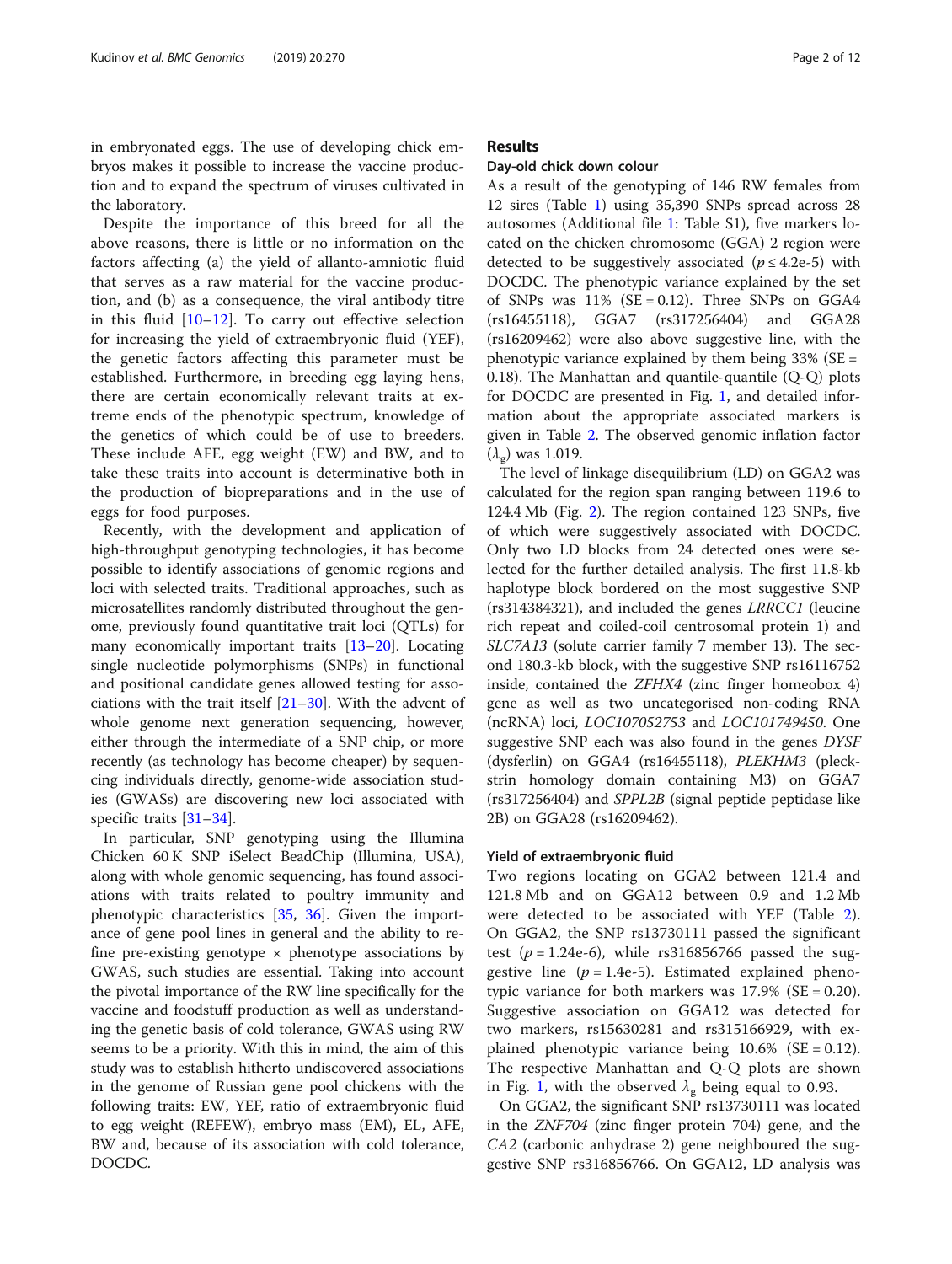in embryonated eggs. The use of developing chick embryos makes it possible to increase the vaccine production and to expand the spectrum of viruses cultivated in the laboratory.

Despite the importance of this breed for all the above reasons, there is little or no information on the factors affecting (a) the yield of allanto-amniotic fluid that serves as a raw material for the vaccine production, and (b) as a consequence, the viral antibody titre in this fluid [10–12]. To carry out effective selection for increasing the yield of extraembryonic fluid (YEF), the genetic factors affecting this parameter must be established. Furthermore, in breeding egg laying hens, there are certain economically relevant traits at extreme ends of the phenotypic spectrum, knowledge of the genetics of which could be of use to breeders. These include AFE, egg weight (EW) and BW, and to take these traits into account is determinative both in the production of biopreparations and in the use of eggs for food purposes.

Recently, with the development and application of high-throughput genotyping technologies, it has become possible to identify associations of genomic regions and loci with selected traits. Traditional approaches, such as microsatellites randomly distributed throughout the genome, previously found quantitative trait loci (QTLs) for many economically important traits [13–20]. Locating single nucleotide polymorphisms (SNPs) in functional and positional candidate genes allowed testing for associations with the trait itself [21–30]. With the advent of whole genome next generation sequencing, however, either through the intermediate of a SNP chip, or more recently (as technology has become cheaper) by sequencing individuals directly, genome-wide association studies (GWASs) are discovering new loci associated with specific traits [31–34].

In particular, SNP genotyping using the Illumina Chicken 60 K SNP iSelect BeadChip (Illumina, USA), along with whole genomic sequencing, has found associations with traits related to poultry immunity and phenotypic characteristics [35, 36]. Given the importance of gene pool lines in general and the ability to refine pre-existing genotype × phenotype associations by GWAS, such studies are essential. Taking into account the pivotal importance of the RW line specifically for the vaccine and foodstuff production as well as understanding the genetic basis of cold tolerance, GWAS using RW seems to be a priority. With this in mind, the aim of this study was to establish hitherto undiscovered associations in the genome of Russian gene pool chickens with the following traits: EW, YEF, ratio of extraembryonic fluid to egg weight (REFEW), embryo mass (EM), EL, AFE, BW and, because of its association with cold tolerance, DOCDC.

## Results

### Day-old chick down colour

As a result of the genotyping of 146 RW females from 12 sires (Table 1) using 35,390 SNPs spread across 28 autosomes (Additional file 1: Table S1), five markers located on the chicken chromosome (GGA) 2 region were detected to be suggestively associated ($p \leq 4.2\text{e-}5$) with DOCDC. The phenotypic variance explained by the set of SNPs was 11% (SE = 0.12). Three SNPs on GGA4 (rs16455118), GGA7 (rs317256404) and GGA28 (rs16209462) were also above suggestive line, with the phenotypic variance explained by them being 33% (SE = 0.18). The Manhattan and quantile-quantile (Q-Q) plots for DOCDC are presented in Fig. 1, and detailed information about the appropriate associated markers is given in Table 2. The observed genomic inflation factor ($\lambda_g$) was 1.019.

The level of linkage disequilibrium (LD) on GGA2 was calculated for the region span ranging between 119.6 to 124.4 Mb (Fig. 2). The region contained 123 SNPs, five of which were suggestively associated with DOCDC. Only two LD blocks from 24 detected ones were selected for the further detailed analysis. The first 11.8-kb haplotype block bordered on the most suggestive SNP (rs314384321), and included the genes *LRRCC1* (leucine rich repeat and coiled-coil centrosomal protein 1) and *SLC7A13* (solute carrier family 7 member 13). The second 180.3-kb block, with the suggestive SNP rs16116752 inside, contained the *ZFHX4* (zinc finger homeobox 4) gene as well as two uncategorised non-coding RNA (ncRNA) loci, *LOC107052753* and *LOC101749450*. One suggestive SNP each was also found in the genes *DYSF* (dysferlin) on GGA4 (rs16455118), *PLEKHM3* (pleckstrin homology domain containing M3) on GGA7 (rs317256404) and *SPPL2B* (signal peptide peptidase like 2B) on GGA28 (rs16209462).

### Yield of extraembryonic fluid

Two regions locating on GGA2 between 121.4 and 121.8 Mb and on GGA12 between 0.9 and 1.2 Mb were detected to be associated with YEF (Table 2). On GGA2, the SNP rs13730111 passed the significant test ($p = 1.24\text{e-}6$), while rs316856766 passed the suggestive line ($p = 1.4\text{e-}5$). Estimated explained phenotypic variance for both markers was 17.9% (SE = 0.20). Suggestive association on GGA12 was detected for two markers, rs15630281 and rs315166929, with explained phenotypic variance being 10.6% (SE = 0.12). The respective Manhattan and Q-Q plots are shown in Fig. 1, with the observed $\lambda_g$ being equal to 0.93.

On GGA2, the significant SNP rs13730111 was located in the *ZNF704* (zinc finger protein 704) gene, and the *CA2* (carbonic anhydrase 2) gene neighboured the suggestive SNP rs316856766. On GGA12, LD analysis was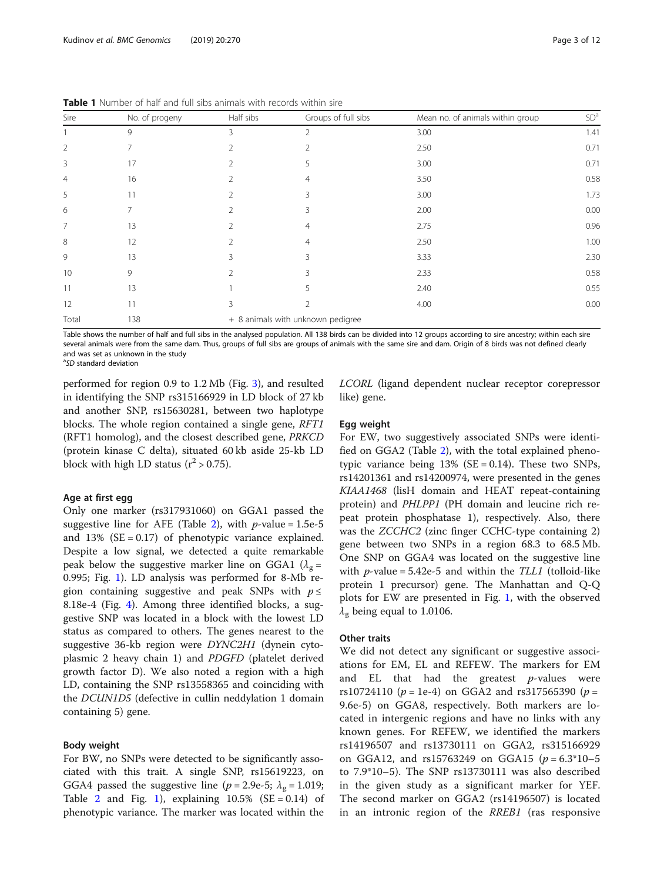**Table 1** Number of half and full sibs animals with records within sire

| Sire | No. of progeny | Half sibs | Groups of full sibs | Mean no. of animals within group | SD[a] |
|---|---|---|---|---|---|
| 1 | 9 | 3 | 2 | 3.00 | 1.41 |
| 2 | 7 | 2 | 2 | 2.50 | 0.71 |
| 3 | 17 | 2 | 5 | 3.00 | 0.71 |
| 4 | 16 | 2 | 4 | 3.50 | 0.58 |
| 5 | 11 | 2 | 3 | 3.00 | 1.73 |
| 6 | 7 | 2 | 3 | 2.00 | 0.00 |
| 7 | 13 | 2 | 4 | 2.75 | 0.96 |
| 8 | 12 | 2 | 4 | 2.50 | 1.00 |
| 9 | 13 | 3 | 3 | 3.33 | 2.30 |
| 10 | 9 | 2 | 3 | 2.33 | 0.58 |
| 11 | 13 | 1 | 5 | 2.40 | 0.55 |
| 12 | 11 | 3 | 2 | 4.00 | 0.00 |
| Total | 138 | + 8 animals with unknown pedigree | | | |

Table shows the number of half and full sibs in the analysed population. All 138 birds can be divided into 12 groups according to sire ancestry; within each sire several animals were from the same dam. Thus, groups of full sibs are groups of animals with the same sire and dam. Origin of 8 birds was not defined clearly and was set as unknown in the study

[a]SD standard deviation

performed for region 0.9 to 1.2 Mb (Fig. 3), and resulted in identifying the SNP rs315166929 in LD block of 27 kb and another SNP, rs15630281, between two haplotype blocks. The whole region contained a single gene, *RFT1* (RFT1 homolog), and the closest described gene, *PRKCD* (protein kinase C delta), situated 60 kb aside 25-kb LD block with high LD status ($r^2 > 0.75$).

### Age at first egg

Only one marker (rs317931060) on GGA1 passed the suggestive line for AFE (Table 2), with $p$-value = 1.5e-5 and 13% (SE = 0.17) of phenotypic variance explained. Despite a low signal, we detected a quite remarkable peak below the suggestive marker line on GGA1 ($\lambda_g$ = 0.995; Fig. 1). LD analysis was performed for 8-Mb region containing suggestive and peak SNPs with $p \leq$ 8.18e-4 (Fig. 4). Among three identified blocks, a suggestive SNP was located in a block with the lowest LD status as compared to others. The genes nearest to the suggestive 36-kb region were *DYNC2H1* (dynein cytoplasmic 2 heavy chain 1) and *PDGFD* (platelet derived growth factor D). We also noted a region with a high LD, containing the SNP rs13558365 and coinciding with the *DCUN1D5* (defective in cullin neddylation 1 domain containing 5) gene.

### Body weight

For BW, no SNPs were detected to be significantly associated with this trait. A single SNP, rs15619223, on GGA4 passed the suggestive line ($p$ = 2.9e-5; $\lambda_g$ = 1.019; Table 2 and Fig. 1), explaining 10.5% (SE = 0.14) of phenotypic variance. The marker was located within the *LCORL* (ligand dependent nuclear receptor corepressor like) gene.

### Egg weight

For EW, two suggestively associated SNPs were identified on GGA2 (Table 2), with the total explained phenotypic variance being 13% (SE = 0.14). These two SNPs, rs14201361 and rs14200974, were presented in the genes *KIAA1468* (lisH domain and HEAT repeat-containing protein) and *PHLPP1* (PH domain and leucine rich repeat protein phosphatase 1), respectively. Also, there was the *ZCCHC2* (zinc finger CCHC-type containing 2) gene between two SNPs in a region 68.3 to 68.5 Mb. One SNP on GGA4 was located on the suggestive line with $p$-value = 5.42e-5 and within the *TLL1* (tolloid-like protein 1 precursor) gene. The Manhattan and Q-Q plots for EW are presented in Fig. 1, with the observed $\lambda_g$ being equal to 1.0106.

### Other traits

We did not detect any significant or suggestive associations for EM, EL and REFEW. The markers for EM and EL that had the greatest $p$-values were rs10724110 ($p$ = 1e-4) on GGA2 and rs317565390 ($p$ = 9.6e-5) on GGA8, respectively. Both markers are located in intergenic regions and have no links with any known genes. For REFEW, we identified the markers rs14196507 and rs13730111 on GGA2, rs315166929 on GGA12, and rs15763249 on GGA15 ($p$ = 6.3*10−5 to 7.9*10−5). The SNP rs13730111 was also described in the given study as a significant marker for YEF. The second marker on GGA2 (rs14196507) is located in an intronic region of the *RREB1* (ras responsive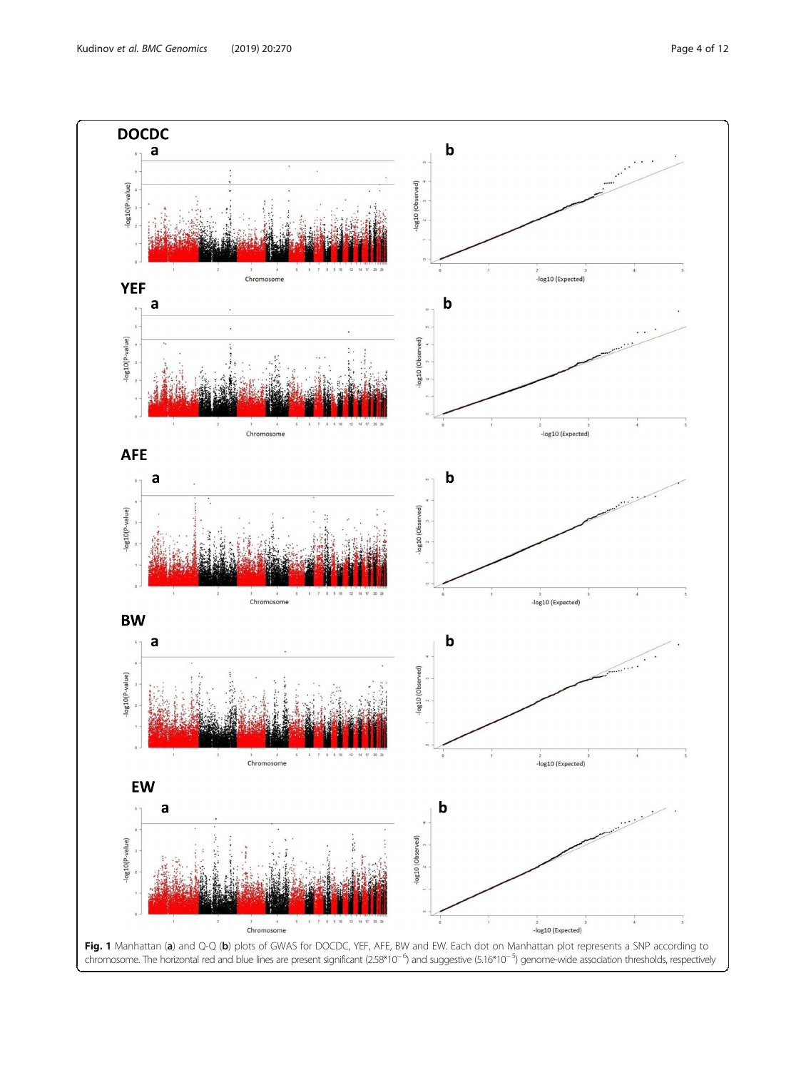**Fig. 1** Manhattan (**a**) and Q-Q (**b**) plots of GWAS for DOCDC, YEF, AFE, BW and EW. Each dot on Manhattan plot represents a SNP according to chromosome. The horizontal red and blue lines are present significant ($2.58*10^{-6}$) and suggestive ($5.16*10^{-5}$) genome-wide association thresholds, respectively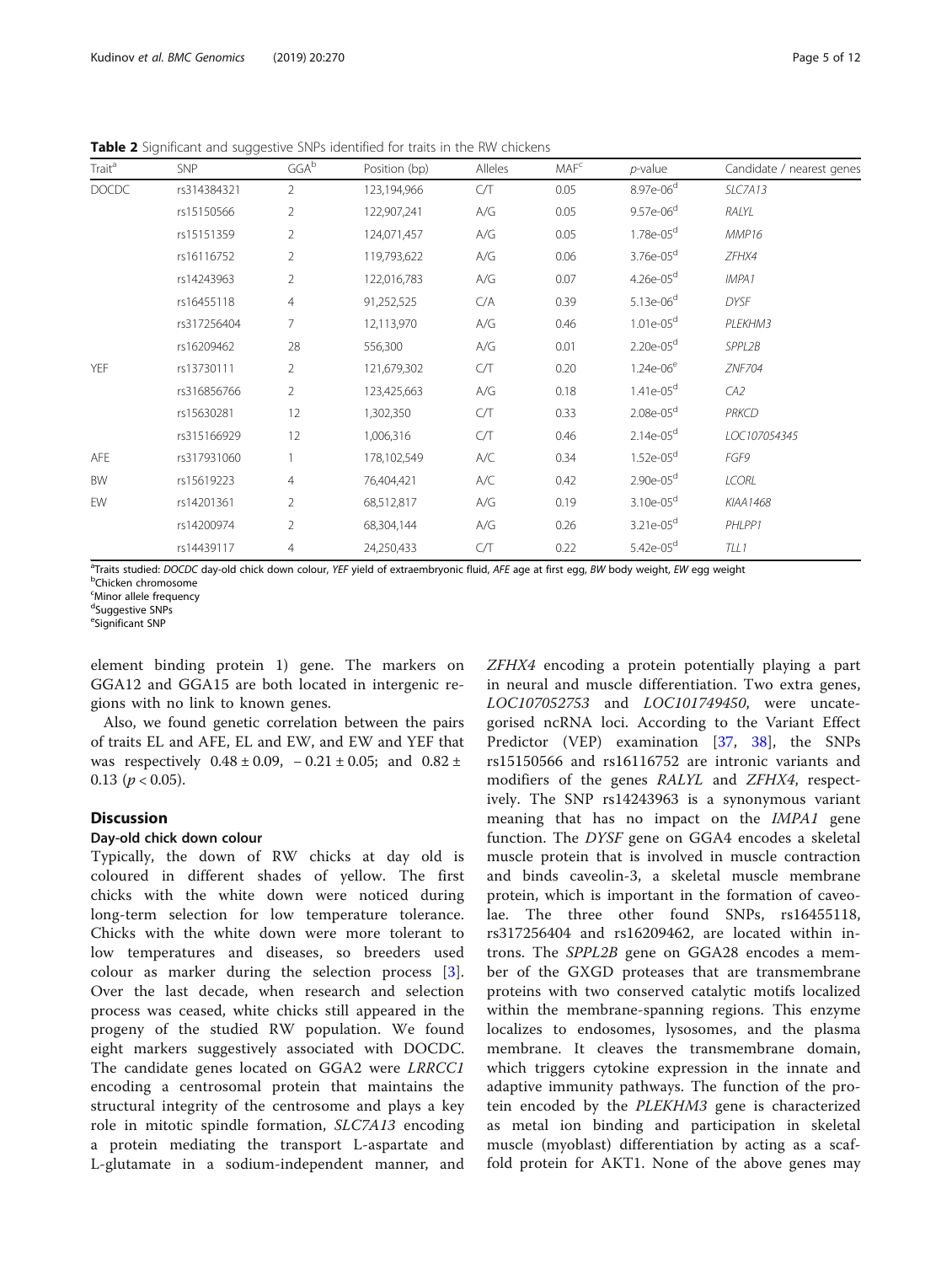**Table 2** Significant and suggestive SNPs identified for traits in the RW chickens

| Trait[a] | SNP | GGA[b] | Position (bp) | Alleles | MAF[c] | *p*-value | Candidate / nearest genes |
|---|---|---|---|---|---|---|---|
| DOCDC | rs314384321 | 2 | 123,194,966 | C/T | 0.05 | 8.97e-06[d] | *SLC7A13* |
| | rs15150566 | 2 | 122,907,241 | A/G | 0.05 | 9.57e-06[d] | *RALYL* |
| | rs15151359 | 2 | 124,071,457 | A/G | 0.05 | 1.78e-05[d] | *MMP16* |
| | rs16116752 | 2 | 119,793,622 | A/G | 0.06 | 3.76e-05[d] | *ZFHX4* |
| | rs14243963 | 2 | 122,016,783 | A/G | 0.07 | 4.26e-05[d] | *IMPA1* |
| | rs16455118 | 4 | 91,252,525 | C/A | 0.39 | 5.13e-06[d] | *DYSF* |
| | rs317256404 | 7 | 12,113,970 | A/G | 0.46 | 1.01e-05[d] | *PLEKHM3* |
| | rs16209462 | 28 | 556,300 | A/G | 0.01 | 2.20e-05[d] | *SPPL2B* |
| YEF | rs13730111 | 2 | 121,679,302 | C/T | 0.20 | 1.24e-06[e] | *ZNF704* |
| | rs316856766 | 2 | 123,425,663 | A/G | 0.18 | 1.41e-05[d] | *CA2* |
| | rs15630281 | 12 | 1,302,350 | C/T | 0.33 | 2.08e-05[d] | *PRKCD* |
| | rs315166929 | 12 | 1,006,316 | C/T | 0.46 | 2.14e-05[d] | *LOC107054345* |
| AFE | rs317931060 | 1 | 178,102,549 | A/C | 0.34 | 1.52e-05[d] | *FGF9* |
| BW | rs15619223 | 4 | 76,404,421 | A/C | 0.42 | 2.90e-05[d] | *LCORL* |
| EW | rs14201361 | 2 | 68,512,817 | A/G | 0.19 | 3.10e-05[d] | *KIAA1468* |
| | rs14200974 | 2 | 68,304,144 | A/G | 0.26 | 3.21e-05[d] | *PHLPP1* |
| | rs14439117 | 4 | 24,250,433 | C/T | 0.22 | 5.42e-05[d] | *TLL1* |

[a]Traits studied: *DOCDC* day-old chick down colour, *YEF* yield of extraembryonic fluid, *AFE* age at first egg, *BW* body weight, *EW* egg weight
[b]Chicken chromosome
[c]Minor allele frequency
[d]Suggestive SNPs
[e]Significant SNP

element binding protein 1) gene. The markers on GGA12 and GGA15 are both located in intergenic regions with no link to known genes.

Also, we found genetic correlation between the pairs of traits EL and AFE, EL and EW, and EW and YEF that was respectively $0.48 \pm 0.09$, $-0.21 \pm 0.05$; and $0.82 \pm 0.13$ ($p < 0.05$).

## Discussion

### Day-old chick down colour

Typically, the down of RW chicks at day old is coloured in different shades of yellow. The first chicks with the white down were noticed during long-term selection for low temperature tolerance. Chicks with the white down were more tolerant to low temperatures and diseases, so breeders used colour as marker during the selection process [3]. Over the last decade, when research and selection process was ceased, white chicks still appeared in the progeny of the studied RW population. We found eight markers suggestively associated with DOCDC. The candidate genes located on GGA2 were *LRRCC1* encoding a centrosomal protein that maintains the structural integrity of the centrosome and plays a key role in mitotic spindle formation, *SLC7A13* encoding a protein mediating the transport L-aspartate and L-glutamate in a sodium-independent manner, and *ZFHX4* encoding a protein potentially playing a part in neural and muscle differentiation. Two extra genes, *LOC107052753* and *LOC101749450*, were uncategorised ncRNA loci. According to the Variant Effect Predictor (VEP) examination [37, 38], the SNPs rs15150566 and rs16116752 are intronic variants and modifiers of the genes *RALYL* and *ZFHX4*, respectively. The SNP rs14243963 is a synonymous variant meaning that has no impact on the *IMPA1* gene function. The *DYSF* gene on GGA4 encodes a skeletal muscle protein that is involved in muscle contraction and binds caveolin-3, a skeletal muscle membrane protein, which is important in the formation of caveolae. The three other found SNPs, rs16455118, rs317256404 and rs16209462, are located within introns. The *SPPL2B* gene on GGA28 encodes a member of the GXGD proteases that are transmembrane proteins with two conserved catalytic motifs localized within the membrane-spanning regions. This enzyme localizes to endosomes, lysosomes, and the plasma membrane. It cleaves the transmembrane domain, which triggers cytokine expression in the innate and adaptive immunity pathways. The function of the protein encoded by the *PLEKHM3* gene is characterized as metal ion binding and participation in skeletal muscle (myoblast) differentiation by acting as a scaffold protein for AKT1. None of the above genes may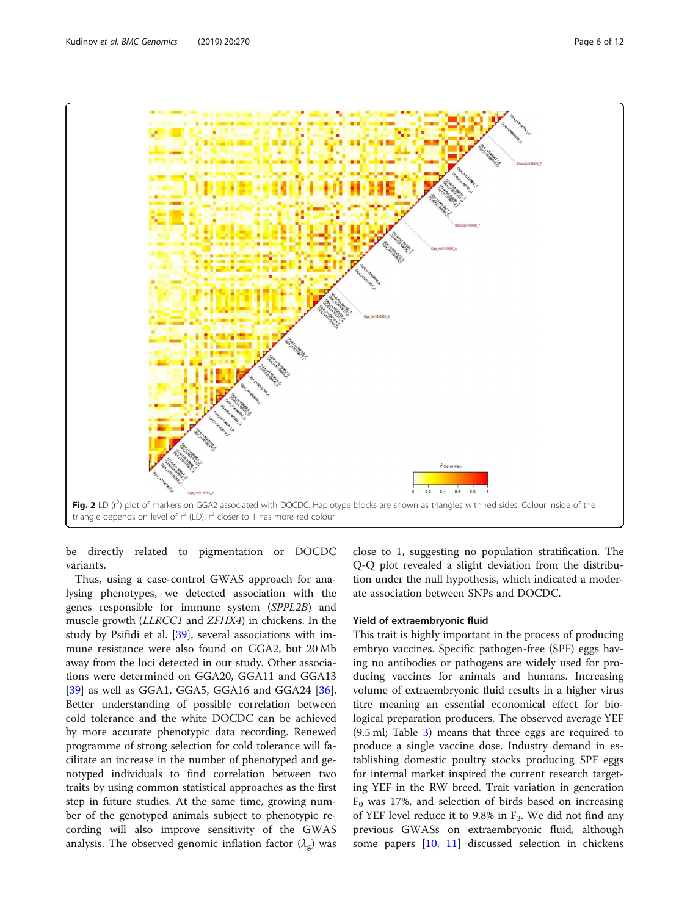**Fig. 2** LD ($r^2$) plot of markers on GGA2 associated with DOCDC. Haplotype blocks are shown as triangles with red sides. Colour inside of the triangle depends on level of $r^2$ (LD). $r^2$ closer to 1 has more red colour

be directly related to pigmentation or DOCDC variants.

Thus, using a case-control GWAS approach for analysing phenotypes, we detected association with the genes responsible for immune system (*SPPL2B*) and muscle growth (*LLRCC1* and *ZFHX4*) in chickens. In the study by Psifidi et al. [39], several associations with immune resistance were also found on GGA2, but 20 Mb away from the loci detected in our study. Other associations were determined on GGA20, GGA11 and GGA13 [39] as well as GGA1, GGA5, GGA16 and GGA24 [36]. Better understanding of possible correlation between cold tolerance and the white DOCDC can be achieved by more accurate phenotypic data recording. Renewed programme of strong selection for cold tolerance will facilitate an increase in the number of phenotyped and genotyped individuals to find correlation between two traits by using common statistical approaches as the first step in future studies. At the same time, growing number of the genotyped animals subject to phenotypic recording will also improve sensitivity of the GWAS analysis. The observed genomic inflation factor ($\lambda_g$) was close to 1, suggesting no population stratification. The Q-Q plot revealed a slight deviation from the distribution under the null hypothesis, which indicated a moderate association between SNPs and DOCDC.

### Yield of extraembryonic fluid

This trait is highly important in the process of producing embryo vaccines. Specific pathogen-free (SPF) eggs having no antibodies or pathogens are widely used for producing vaccines for animals and humans. Increasing volume of extraembryonic fluid results in a higher virus titre meaning an essential economical effect for biological preparation producers. The observed average YEF (9.5 ml; Table 3) means that three eggs are required to produce a single vaccine dose. Industry demand in establishing domestic poultry stocks producing SPF eggs for internal market inspired the current research targeting YEF in the RW breed. Trait variation in generation $F_0$ was 17%, and selection of birds based on increasing of YEF level reduce it to 9.8% in $F_3$. We did not find any previous GWASs on extraembryonic fluid, although some papers [10, 11] discussed selection in chickens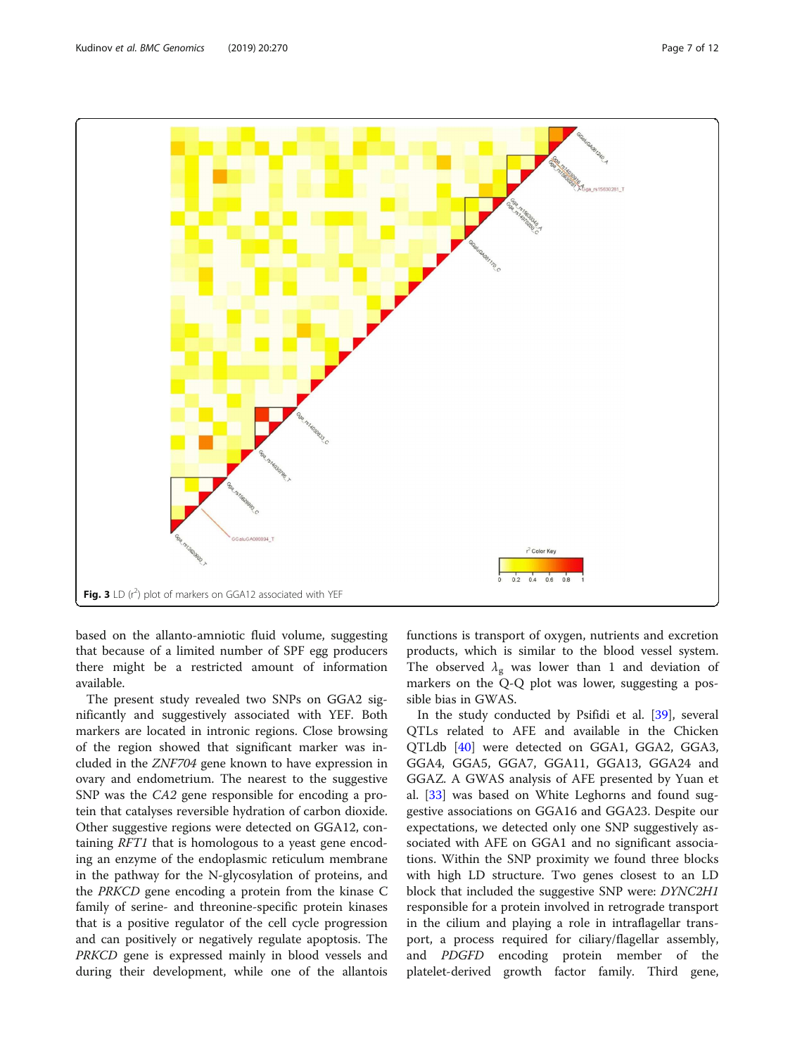Fig. 3 LD ($r^2$) plot of markers on GGA12 associated with YEF

based on the allanto-amniotic fluid volume, suggesting that because of a limited number of SPF egg producers there might be a restricted amount of information available.

The present study revealed two SNPs on GGA2 significantly and suggestively associated with YEF. Both markers are located in intronic regions. Close browsing of the region showed that significant marker was included in the *ZNF704* gene known to have expression in ovary and endometrium. The nearest to the suggestive SNP was the *CA2* gene responsible for encoding a protein that catalyses reversible hydration of carbon dioxide. Other suggestive regions were detected on GGA12, containing *RFT1* that is homologous to a yeast gene encoding an enzyme of the endoplasmic reticulum membrane in the pathway for the N-glycosylation of proteins, and the *PRKCD* gene encoding a protein from the kinase C family of serine- and threonine-specific protein kinases that is a positive regulator of the cell cycle progression and can positively or negatively regulate apoptosis. The *PRKCD* gene is expressed mainly in blood vessels and during their development, while one of the allantois functions is transport of oxygen, nutrients and excretion products, which is similar to the blood vessel system. The observed $\lambda_g$ was lower than 1 and deviation of markers on the Q-Q plot was lower, suggesting a possible bias in GWAS.

In the study conducted by Psifidi et al. [39], several QTLs related to AFE and available in the Chicken QTLdb [40] were detected on GGA1, GGA2, GGA3, GGA4, GGA5, GGA7, GGA11, GGA13, GGA24 and GGAZ. A GWAS analysis of AFE presented by Yuan et al. [33] was based on White Leghorns and found suggestive associations on GGA16 and GGA23. Despite our expectations, we detected only one SNP suggestively associated with AFE on GGA1 and no significant associations. Within the SNP proximity we found three blocks with high LD structure. Two genes closest to an LD block that included the suggestive SNP were: *DYNC2H1* responsible for a protein involved in retrograde transport in the cilium and playing a role in intraflagellar transport, a process required for ciliary/flagellar assembly, and *PDGFD* encoding protein member of the platelet-derived growth factor family. Third gene,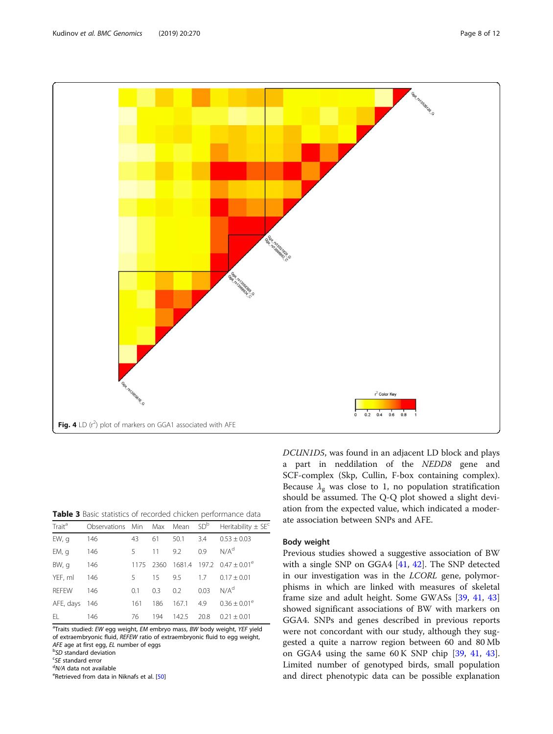Fig. 4 LD ($r^2$) plot of markers on GGA1 associated with AFE

Table 3 Basic statistics of recorded chicken performance data

| Trait[a] | Observations | Min | Max | Mean | SD[b] | Heritability ± SE[c] |
|---|---|---|---|---|---|---|
| EW, g | 146 | 43 | 61 | 50.1 | 3.4 | 0.53 ± 0.03 |
| EM, g | 146 | 5 | 11 | 9.2 | 0.9 | N/A[d] |
| BW, g | 146 | 1175 | 2360 | 1681.4 | 197.2 | 0.47 ± 0.01[e] |
| YEF, ml | 146 | 5 | 15 | 9.5 | 1.7 | 0.17 ± 0.01 |
| REFEW | 146 | 0.1 | 0.3 | 0.2 | 0.03 | N/A[d] |
| AFE, days | 146 | 161 | 186 | 167.1 | 4.9 | 0.36 ± 0.01[e] |
| EL | 146 | 76 | 194 | 142.5 | 20.8 | 0.21 ± 0.01 |

[a]Traits studied: *EW* egg weight, *EM* embryo mass, *BW* body weight, *YEF* yield of extraembryonic fluid, *REFEW* ratio of extraembryonic fluid to egg weight, *AFE* age at first egg, *EL* number of eggs
[b]*SD* standard deviation
[c]*SE* standard error
[d]*N/A* data not available
[e]Retrieved from data in Niknafs et al. [50]

*DCUN1D5*, was found in an adjacent LD block and plays a part in neddilation of the *NEDD8* gene and SCF-complex (Skp, Cullin, F-box containing complex). Because $\lambda_g$ was close to 1, no population stratification should be assumed. The Q-Q plot showed a slight deviation from the expected value, which indicated a moderate association between SNPs and AFE.

## Body weight

Previous studies showed a suggestive association of BW with a single SNP on GGA4 [41, 42]. The SNP detected in our investigation was in the *LCORL* gene, polymorphisms in which are linked with measures of skeletal frame size and adult height. Some GWASs [39, 41, 43] showed significant associations of BW with markers on GGA4. SNPs and genes described in previous reports were not concordant with our study, although they suggested a quite a narrow region between 60 and 80 Mb on GGA4 using the same 60 K SNP chip [39, 41, 43]. Limited number of genotyped birds, small population and direct phenotypic data can be possible explanation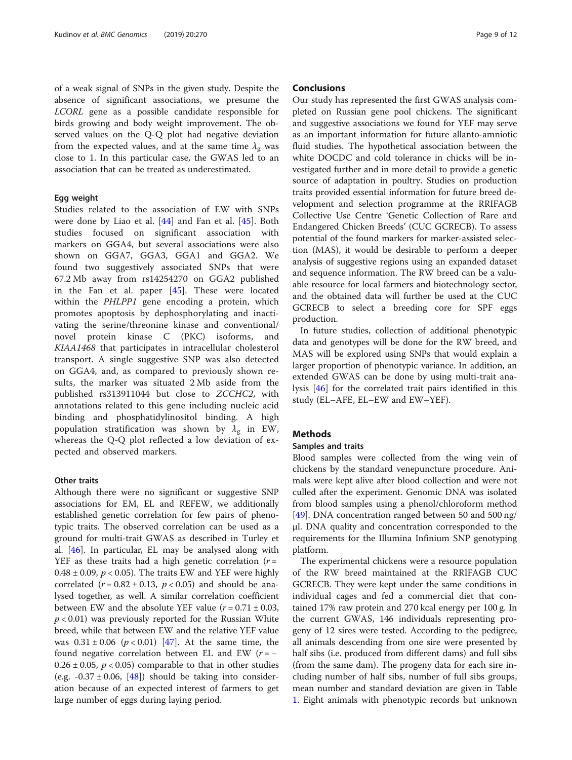of a weak signal of SNPs in the given study. Despite the absence of significant associations, we presume the *LCORL* gene as a possible candidate responsible for birds growing and body weight improvement. The observed values on the Q-Q plot had negative deviation from the expected values, and at the same time $\lambda_g$ was close to 1. In this particular case, the GWAS led to an association that can be treated as underestimated.

### Egg weight

Studies related to the association of EW with SNPs were done by Liao et al. [44] and Fan et al. [45]. Both studies focused on significant association with markers on GGA4, but several associations were also shown on GGA7, GGA3, GGA1 and GGA2. We found two suggestively associated SNPs that were 67.2 Mb away from rs14254270 on GGA2 published in the Fan et al. paper [45]. These were located within the *PHLPP1* gene encoding a protein, which promotes apoptosis by dephosphorylating and inactivating the serine/threonine kinase and conventional/novel protein kinase C (PKC) isoforms, and *KIAA1468* that participates in intracellular cholesterol transport. A single suggestive SNP was also detected on GGA4, and, as compared to previously shown results, the marker was situated 2 Mb aside from the published rs313911044 but close to *ZCCHC2*, with annotations related to this gene including nucleic acid binding and phosphatidylinositol binding. A high population stratification was shown by $\lambda_g$ in EW, whereas the Q-Q plot reflected a low deviation of expected and observed markers.

### Other traits

Although there were no significant or suggestive SNP associations for EM, EL and REFEW, we additionally established genetic correlation for few pairs of phenotypic traits. The observed correlation can be used as a ground for multi-trait GWAS as described in Turley et al. [46]. In particular, EL may be analysed along with YEF as these traits had a high genetic correlation ($r = 0.48 \pm 0.09$, $p < 0.05$). The traits EW and YEF were highly correlated ($r = 0.82 \pm 0.13$, $p < 0.05$) and should be analysed together, as well. A similar correlation coefficient between EW and the absolute YEF value ($r = 0.71 \pm 0.03$, $p < 0.01$) was previously reported for the Russian White breed, while that between EW and the relative YEF value was $0.31 \pm 0.06$ ($p < 0.01$) [47]. At the same time, the found negative correlation between EL and EW ($r = -0.26 \pm 0.05$, $p < 0.05$) comparable to that in other studies (e.g. $-0.37 \pm 0.06$, [48]) should be taking into consideration because of an expected interest of farmers to get large number of eggs during laying period.

## Conclusions

Our study has represented the first GWAS analysis completed on Russian gene pool chickens. The significant and suggestive associations we found for YEF may serve as an important information for future allanto-amniotic fluid studies. The hypothetical association between the white DOCDC and cold tolerance in chicks will be investigated further and in more detail to provide a genetic source of adaptation in poultry. Studies on production traits provided essential information for future breed development and selection programme at the RRIFAGB Collective Use Centre 'Genetic Collection of Rare and Endangered Chicken Breeds' (CUC GCRECB). To assess potential of the found markers for marker-assisted selection (MAS), it would be desirable to perform a deeper analysis of suggestive regions using an expanded dataset and sequence information. The RW breed can be a valuable resource for local farmers and biotechnology sector, and the obtained data will further be used at the CUC GCRECB to select a breeding core for SPF eggs production.

In future studies, collection of additional phenotypic data and genotypes will be done for the RW breed, and MAS will be explored using SNPs that would explain a larger proportion of phenotypic variance. In addition, an extended GWAS can be done by using multi-trait analysis [46] for the correlated trait pairs identified in this study (EL–AFE, EL–EW and EW–YEF).

## Methods

### Samples and traits

Blood samples were collected from the wing vein of chickens by the standard venepuncture procedure. Animals were kept alive after blood collection and were not culled after the experiment. Genomic DNA was isolated from blood samples using a phenol/chloroform method [49]. DNA concentration ranged between 50 and 500 ng/μl. DNA quality and concentration corresponded to the requirements for the Illumina Infinium SNP genotyping platform.

The experimental chickens were a resource population of the RW breed maintained at the RRIFAGB CUC GCRECB. They were kept under the same conditions in individual cages and fed a commercial diet that contained 17% raw protein and 270 kcal energy per 100 g. In the current GWAS, 146 individuals representing progeny of 12 sires were tested. According to the pedigree, all animals descending from one sire were presented by half sibs (i.e. produced from different dams) and full sibs (from the same dam). The progeny data for each sire including number of half sibs, number of full sibs groups, mean number and standard deviation are given in Table 1. Eight animals with phenotypic records but unknown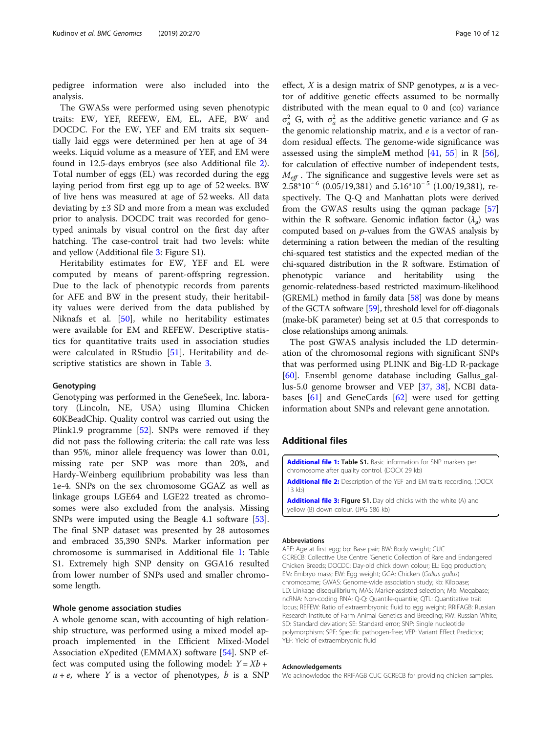pedigree information were also included into the analysis.

The GWASs were performed using seven phenotypic traits: EW, YEF, REFEW, EM, EL, AFE, BW and DOCDC. For the EW, YEF and EM traits six sequentially laid eggs were determined per hen at age of 34 weeks. Liquid volume as a measure of YEF, and EM were found in 12.5-days embryos (see also Additional file 2). Total number of eggs (EL) was recorded during the egg laying period from first egg up to age of 52 weeks. BW of live hens was measured at age of 52 weeks. All data deviating by ±3 SD and more from a mean was excluded prior to analysis. DOCDC trait was recorded for genotyped animals by visual control on the first day after hatching. The case-control trait had two levels: white and yellow (Additional file 3: Figure S1).

Heritability estimates for EW, YEF and EL were computed by means of parent-offspring regression. Due to the lack of phenotypic records from parents for AFE and BW in the present study, their heritability values were derived from the data published by Niknafs et al. [50], while no heritability estimates were available for EM and REFEW. Descriptive statistics for quantitative traits used in association studies were calculated in RStudio [51]. Heritability and descriptive statistics are shown in Table 3.

### Genotyping

Genotyping was performed in the GeneSeek, Inc. laboratory (Lincoln, NE, USA) using Illumina Chicken 60KBeadChip. Quality control was carried out using the Plink1.9 programme [52]. SNPs were removed if they did not pass the following criteria: the call rate was less than 95%, minor allele frequency was lower than 0.01, missing rate per SNP was more than 20%, and Hardy-Weinberg equilibrium probability was less than 1e-4. SNPs on the sex chromosome GGAZ as well as linkage groups LGE64 and LGE22 treated as chromosomes were also excluded from the analysis. Missing SNPs were imputed using the Beagle 4.1 software [53]. The final SNP dataset was presented by 28 autosomes and embraced 35,390 SNPs. Marker information per chromosome is summarised in Additional file 1: Table S1. Extremely high SNP density on GGA16 resulted from lower number of SNPs used and smaller chromosome length.

### Whole genome association studies

A whole genome scan, with accounting of high relationship structure, was performed using a mixed model approach implemented in the Efficient Mixed-Model Association eXpedited (EMMAX) software [54]. SNP effect was computed using the following model: $Y = Xb + u + e$, where $Y$ is a vector of phenotypes, $b$ is a SNP effect, $X$ is a design matrix of SNP genotypes, $u$ is a vector of additive genetic effects assumed to be normally distributed with the mean equal to 0 and (co) variance $\sigma_a^2$ G, with $\sigma_a^2$ as the additive genetic variance and $G$ as the genomic relationship matrix, and $e$ is a vector of random residual effects. The genome-wide significance was assessed using the simple**M** method [41, 55] in R [56], for calculation of effective number of independent tests, $M_{eff}$ . The significance and suggestive levels were set as $2.58 * 10^{-6}$ (0.05/19,381) and $5.16 * 10^{-5}$ (1.00/19,381), respectively. The Q-Q and Manhattan plots were derived from the GWAS results using the qqman package [57] within the R software. Genomic inflation factor ($\lambda_g$) was computed based on $p$-values from the GWAS analysis by determining a ration between the median of the resulting chi-squared test statistics and the expected median of the chi-squared distribution in the R software. Estimation of phenotypic variance and heritability using the genomic-relatedness-based restricted maximum-likelihood (GREML) method in family data [58] was done by means of the GCTA software [59], threshold level for off-diagonals (make-bK parameter) being set at 0.5 that corresponds to close relationships among animals.

The post GWAS analysis included the LD determination of the chromosomal regions with significant SNPs that was performed using PLINK and Big-LD R-package [60]. Ensembl genome database including Gallus_gallus-5.0 genome browser and VEP [37, 38], NCBI databases [61] and GeneCards [62] were used for getting information about SNPs and relevant gene annotation.

## Additional files

**Additional file 1: Table S1.** Basic information for SNP markers per chromosome after quality control. (DOCX 29 kb)

**Additional file 2:** Description of the YEF and EM traits recording. (DOCX 13 kb)

**Additional file 3: Figure S1.** Day old chicks with the white (A) and yellow (B) down colour. (JPG 586 kb)

#### Abbreviations

AFE: Age at first egg; bp: Base pair; BW: Body weight; CUC GCRECB: Collective Use Centre 'Genetic Collection of Rare and Endangered Chicken Breeds; DOCDC: Day-old chick down colour; EL: Egg production; EM: Embryo mass; EW: Egg weight; GGA: Chicken (*Gallus gallus*) chromosome; GWAS: Genome-wide association study; kb: Kilobase; LD: Linkage disequilibrium; MAS: Marker-assisted selection; Mb: Megabase; ncRNA: Non-coding RNA; Q-Q: Quantile-quantile; QTL: Quantitative trait locus; REFEW: Ratio of extraembryonic fluid to egg weight; RRIFAGB: Russian Research Institute of Farm Animal Genetics and Breeding; RW: Russian White; SD: Standard deviation; SE: Standard error; SNP: Single nucleotide polymorphism; SPF: Specific pathogen-free; VEP: Variant Effect Predictor; YEF: Yield of extraembryonic fluid

#### Acknowledgements

We acknowledge the RRIFAGB CUC GCRECB for providing chicken samples.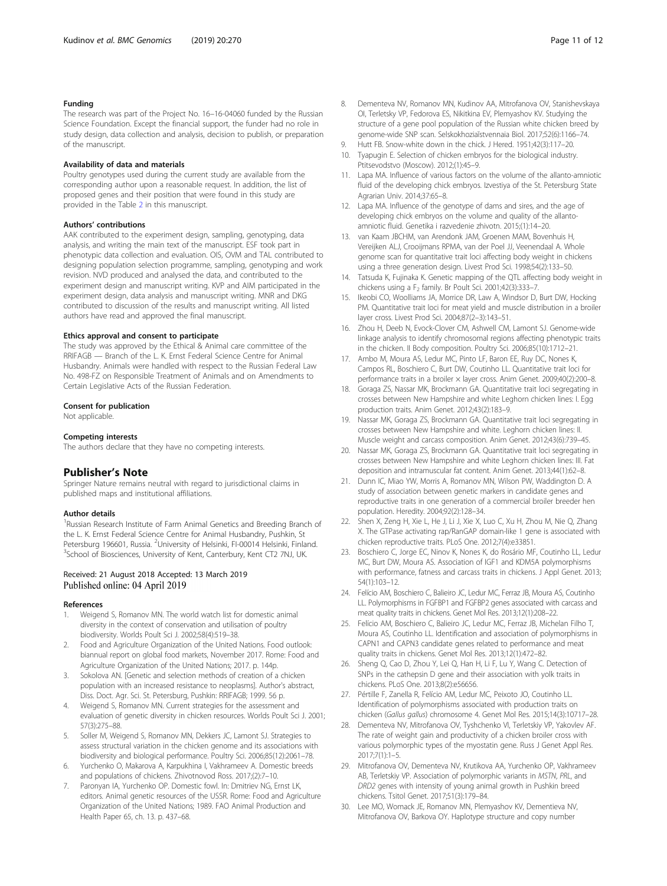### Funding

The research was part of the Project No. 16–16-04060 funded by the Russian Science Foundation. Except the financial support, the funder had no role in study design, data collection and analysis, decision to publish, or preparation of the manuscript.

### Availability of data and materials

Poultry genotypes used during the current study are available from the corresponding author upon a reasonable request. In addition, the list of proposed genes and their position that were found in this study are provided in the Table 2 in this manuscript.

### Authors' contributions

AAK contributed to the experiment design, sampling, genotyping, data analysis, and writing the main text of the manuscript. ESF took part in phenotypic data collection and evaluation. OIS, OVM and TAL contributed to designing population selection programme, sampling, genotyping and work revision. NVD produced and analysed the data, and contributed to the experiment design and manuscript writing. KVP and AIM participated in the experiment design, data analysis and manuscript writing. MNR and DKG contributed to discussion of the results and manuscript writing. All listed authors have read and approved the final manuscript.

### Ethics approval and consent to participate

The study was approved by the Ethical & Animal care committee of the RRIFAGB — Branch of the L. K. Ernst Federal Science Centre for Animal Husbandry. Animals were handled with respect to the Russian Federal Law No. 498-FZ on Responsible Treatment of Animals and on Amendments to Certain Legislative Acts of the Russian Federation.

### Consent for publication

Not applicable.

### Competing interests

The authors declare that they have no competing interests.

## Publisher's Note

Springer Nature remains neutral with regard to jurisdictional claims in published maps and institutional affiliations.

### Author details

[1]Russian Research Institute of Farm Animal Genetics and Breeding Branch of the L. K. Ernst Federal Science Centre for Animal Husbandry, Pushkin, St Petersburg 196601, Russia. [2]University of Helsinki, FI-00014 Helsinki, Finland. [3]School of Biosciences, University of Kent, Canterbury, Kent CT2 7NJ, UK.

Received: 21 August 2018 Accepted: 13 March 2019
Published online: 04 April 2019

### References

1. Weigend S, Romanov MN. The world watch list for domestic animal diversity in the context of conservation and utilisation of poultry biodiversity. Worlds Poult Sci J. 2002;58(4):519–38.
2. Food and Agriculture Organization of the United Nations. Food outlook: biannual report on global food markets, November 2017. Rome: Food and Agriculture Organization of the United Nations; 2017. p. 144p.
3. Sokolova AN. [Genetic and selection methods of creation of a chicken population with an increased resistance to neoplasms]. Author's abstract, Diss. Doct. Agr. Sci. St. Petersburg, Pushkin: RRIFAGB; 1999. 56 p.
4. Weigend S, Romanov MN. Current strategies for the assessment and evaluation of genetic diversity in chicken resources. Worlds Poult Sci J. 2001; 57(3):275–88.
5. Soller M, Weigend S, Romanov MN, Dekkers JC, Lamont SJ. Strategies to assess structural variation in the chicken genome and its associations with biodiversity and biological performance. Poultry Sci. 2006;85(12):2061–78.
6. Yurchenko O, Makarova A, Karpukhina I, Vakhrameev A. Domestic breeds and populations of chickens. Zhivotnovod Ross. 2017;(2):7–10.
7. Paronyan IA, Yurchenko OP. Domestic fowl. In: Dmitriev NG, Ernst LK, editors. Animal genetic resources of the USSR. Rome: Food and Agriculture Organization of the United Nations; 1989. FAO Animal Production and Health Paper 65, ch. 13. p. 437–68.
8. Dementeva NV, Romanov MN, Kudinov AA, Mitrofanova OV, Stanishevskaya OI, Terletsky VP, Fedorova ES, Nikitkina EV, Plemyashov KV. Studying the structure of a gene pool population of the Russian white chicken breed by genome-wide SNP scan. Selskokhoziaĭstvennaia Biol. 2017;52(6):1166–74.
9. Hutt FB. Snow-white down in the chick. J Hered. 1951;42(3):117–20.
10. Tyapugin E. Selection of chicken embryos for the biological industry. Ptitsevodstvo (Moscow). 2012;(1):45–9.
11. Lapa MA. Influence of various factors on the volume of the allanto-amniotic fluid of the developing chick embryos. Izvestiya of the St. Petersburg State Agrarian Univ. 2014;37:65–8.
12. Lapa MA. Influence of the genotype of dams and sires, and the age of developing chick embryos on the volume and quality of the allanto-amniotic fluid. Genetika i razvedenie zhivotn. 2015;(1):14–20.
13. van Kaam JBCHM, van Arendonk JAM, Groenen MAM, Bovenhuis H, Vereijken ALJ, Crooijmans RPMA, van der Poel JJ, Veenendaal A. Whole genome scan for quantitative trait loci affecting body weight in chickens using a three generation design. Livest Prod Sci. 1998;54(2):133–50.
14. Tatsuda K, Fujinaka K. Genetic mapping of the QTL affecting body weight in chickens using a $F_2$ family. Br Poult Sci. 2001;42(3):333–7.
15. Ikeobi CO, Woolliams JA, Morrice DR, Law A, Windsor D, Burt DW, Hocking PM. Quantitative trait loci for meat yield and muscle distribution in a broiler layer cross. Livest Prod Sci. 2004;87(2–3):143–51.
16. Zhou H, Deeb N, Evock-Clover CM, Ashwell CM, Lamont SJ. Genome-wide linkage analysis to identify chromosomal regions affecting phenotypic traits in the chicken. II Body composition. Poultry Sci. 2006;85(10):1712–21.
17. Ambo M, Moura AS, Ledur MC, Pinto LF, Baron EE, Ruy DC, Nones K, Campos RL, Boschiero C, Burt DW, Coutinho LL. Quantitative trait loci for performance traits in a broiler × layer cross. Anim Genet. 2009;40(2):200–8.
18. Goraga ZS, Nassar MK, Brockmann GA. Quantitative trait loci segregating in crosses between New Hampshire and white Leghorn chicken lines: I. Egg production traits. Anim Genet. 2012;43(2):183–9.
19. Nassar MK, Goraga ZS, Brockmann GA. Quantitative trait loci segregating in crosses between New Hampshire and white. Leghorn chicken lines: II. Muscle weight and carcass composition. Anim Genet. 2012;43(6):739–45.
20. Nassar MK, Goraga ZS, Brockmann GA. Quantitative trait loci segregating in crosses between New Hampshire and white Leghorn chicken lines: III. Fat deposition and intramuscular fat content. Anim Genet. 2013;44(1):62–8.
21. Dunn IC, Miao YW, Morris A, Romanov MN, Wilson PW, Waddington D. A study of association between genetic markers in candidate genes and reproductive traits in one generation of a commercial broiler breeder hen population. Heredity. 2004;92(2):128–34.
22. Shen X, Zeng H, Xie L, He J, Li J, Xie X, Luo C, Xu H, Zhou M, Nie Q, Zhang X. The GTPase activating rap/RanGAP domain-like 1 gene is associated with chicken reproductive traits. PLoS One. 2012;7(4):e33851.
23. Boschiero C, Jorge EC, Ninov K, Nones K, do Rosário MF, Coutinho LL, Ledur MC, Burt DW, Moura AS. Association of IGF1 and KDM5A polymorphisms with performance, fatness and carcass traits in chickens. J Appl Genet. 2013; 54(1):103–12.
24. Felício AM, Boschiero C, Balieiro JC, Ledur MC, Ferraz JB, Moura AS, Coutinho LL. Polymorphisms in FGFBP1 and FGFBP2 genes associated with carcass and meat quality traits in chickens. Genet Mol Res. 2013;12(1):208–22.
25. Felício AM, Boschiero C, Balieiro JC, Ledur MC, Ferraz JB, Michelan Filho T, Moura AS, Coutinho LL. Identification and association of polymorphisms in CAPN1 and CAPN3 candidate genes related to performance and meat quality traits in chickens. Genet Mol Res. 2013;12(1):472–82.
26. Sheng Q, Cao D, Zhou Y, Lei Q, Han H, Li F, Lu Y, Wang C. Detection of SNPs in the cathepsin D gene and their association with yolk traits in chickens. PLoS One. 2013;8(2):e56656.
27. Pértille F, Zanella R, Felício AM, Ledur MC, Peixoto JO, Coutinho LL. Identification of polymorphisms associated with production traits on chicken (*Gallus gallus*) chromosome 4. Genet Mol Res. 2015;14(3):10717–28.
28. Dementeva NV, Mitrofanova OV, Tyshchenko VI, Terletskiy VP, Yakovlev AF. The rate of weight gain and productivity of a chicken broiler cross with various polymorphic types of the myostatin gene. Russ J Genet Appl Res. 2017;7(1):1–5.
29. Mitrofanova OV, Dementeva NV, Krutikova AA, Yurchenko OP, Vakhrameev AB, Terletskiy VP. Association of polymorphic variants in *MSTN*, *PRL*, and *DRD2* genes with intensity of young animal growth in Pushkin breed chickens. Tsitol Genet. 2017;51(3):179–84.
30. Lee MO, Womack JE, Romanov MN, Plemyashov KV, Dementieva NV, Mitrofanova OV, Barkova OY. Haplotype structure and copy number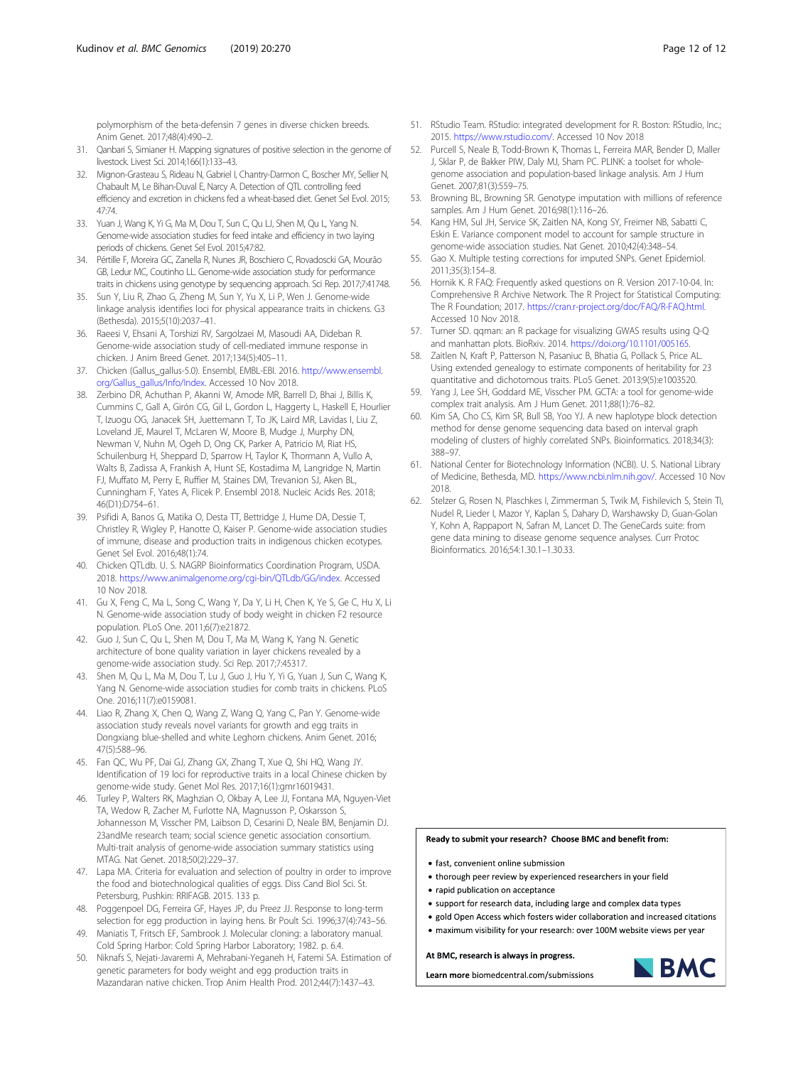polymorphism of the beta-defensin 7 genes in diverse chicken breeds. Anim Genet. 2017;48(4):490–2.

31. Qanbari S, Simianer H. Mapping signatures of positive selection in the genome of livestock. Livest Sci. 2014;166(1):133–43.
32. Mignon-Grasteau S, Rideau N, Gabriel I, Chantry-Darmon C, Boscher MY, Sellier N, Chabault M, Le Bihan-Duval E, Narcy A. Detection of QTL controlling feed efficiency and excretion in chickens fed a wheat-based diet. Genet Sel Evol. 2015; 47:74.
33. Yuan J, Wang K, Yi G, Ma M, Dou T, Sun C, Qu LJ, Shen M, Qu L, Yang N. Genome-wide association studies for feed intake and efficiency in two laying periods of chickens. Genet Sel Evol. 2015;47:82.
34. Pértille F, Moreira GC, Zanella R, Nunes JR, Boschiero C, Rovadoscki GA, Mourão GB, Ledur MC, Coutinho LL. Genome-wide association study for performance traits in chickens using genotype by sequencing approach. Sci Rep. 2017;7:41748.
35. Sun Y, Liu R, Zhao G, Zheng M, Sun Y, Yu X, Li P, Wen J. Genome-wide linkage analysis identifies loci for physical appearance traits in chickens. G3 (Bethesda). 2015;5(10):2037–41.
36. Raeesi V, Ehsani A, Torshizi RV, Sargolzaei M, Masoudi AA, Dideban R. Genome-wide association study of cell-mediated immune response in chicken. J Anim Breed Genet. 2017;134(5):405–11.
37. Chicken (Gallus_gallus-5.0). Ensembl, EMBL-EBI. 2016. http://www.ensembl.org/Gallus_gallus/Info/Index. Accessed 10 Nov 2018.
38. Zerbino DR, Achuthan P, Akanni W, Amode MR, Barrell D, Bhai J, Billis K, Cummins C, Gall A, Girón CG, Gil L, Gordon L, Haggerty L, Haskell E, Hourlier T, Izuogu OG, Janacek SH, Juettemann T, To JK, Laird MR, Lavidas I, Liu Z, Loveland JE, Maurel T, McLaren W, Moore B, Mudge J, Murphy DN, Newman V, Nuhn M, Ogeh D, Ong CK, Parker A, Patricio M, Riat HS, Schuilenburg H, Sheppard D, Sparrow H, Taylor K, Thormann A, Vullo A, Walts B, Zadissa A, Frankish A, Hunt SE, Kostadima M, Langridge N, Martin FJ, Muffato M, Perry E, Ruffier M, Staines DM, Trevanion SJ, Aken BL, Cunningham F, Yates A, Flicek P. Ensembl 2018. Nucleic Acids Res. 2018; 46(D1):D754–61.
39. Psifidi A, Banos G, Matika O, Desta TT, Bettridge J, Hume DA, Dessie T, Christley R, Wigley P, Hanotte O, Kaiser P. Genome-wide association studies of immune, disease and production traits in indigenous chicken ecotypes. Genet Sel Evol. 2016;48(1):74.
40. Chicken QTLdb. U. S. NAGRP Bioinformatics Coordination Program, USDA. 2018. https://www.animalgenome.org/cgi-bin/QTLdb/GG/index. Accessed 10 Nov 2018.
41. Gu X, Feng C, Ma L, Song C, Wang Y, Da Y, Li H, Chen K, Ye S, Ge C, Hu X, Li N. Genome-wide association study of body weight in chicken F2 resource population. PLoS One. 2011;6(7):e21872.
42. Guo J, Sun C, Qu L, Shen M, Dou T, Ma M, Wang K, Yang N. Genetic architecture of bone quality variation in layer chickens revealed by a genome-wide association study. Sci Rep. 2017;7:45317.
43. Shen M, Qu L, Ma M, Dou T, Lu J, Guo J, Hu Y, Yi G, Yuan J, Sun C, Wang K, Yang N. Genome-wide association studies for comb traits in chickens. PLoS One. 2016;11(7):e0159081.
44. Liao R, Zhang X, Chen Q, Wang Z, Wang Q, Yang C, Pan Y. Genome-wide association study reveals novel variants for growth and egg traits in Dongxiang blue-shelled and white Leghorn chickens. Anim Genet. 2016; 47(5):588–96.
45. Fan QC, Wu PF, Dai GJ, Zhang GX, Zhang T, Xue Q, Shi HQ, Wang JY. Identification of 19 loci for reproductive traits in a local Chinese chicken by genome-wide study. Genet Mol Res. 2017;16(1):gmr16019431.
46. Turley P, Walters RK, Maghzian O, Okbay A, Lee JJ, Fontana MA, Nguyen-Viet TA, Wedow R, Zacher M, Furlotte NA, Magnusson P, Oskarsson S, Johannesson M, Visscher PM, Laibson D, Cesarini D, Neale BM, Benjamin DJ. 23andMe research team; social science genetic association consortium. Multi-trait analysis of genome-wide association summary statistics using MTAG. Nat Genet. 2018;50(2):229–37.
47. Lapa MA. Criteria for evaluation and selection of poultry in order to improve the food and biotechnological qualities of eggs. Diss Cand Biol Sci. St. Petersburg, Pushkin: RRIFAGB. 2015. 133 p.
48. Poggenpoel DG, Ferreira GF, Hayes JP, du Preez JJ. Response to long-term selection for egg production in laying hens. Br Poult Sci. 1996;37(4):743–56.
49. Maniatis T, Fritsch EF, Sambrook J. Molecular cloning: a laboratory manual. Cold Spring Harbor: Cold Spring Harbor Laboratory; 1982. p. 6.4.
50. Niknafs S, Nejati-Javaremi A, Mehrabani-Yeganeh H, Fatemi SA. Estimation of genetic parameters for body weight and egg production traits in Mazandaran native chicken. Trop Anim Health Prod. 2012;44(7):1437–43.
51. RStudio Team. RStudio: integrated development for R. Boston: RStudio, Inc.; 2015. https://www.rstudio.com/. Accessed 10 Nov 2018
52. Purcell S, Neale B, Todd-Brown K, Thomas L, Ferreira MAR, Bender D, Maller J, Sklar P, de Bakker PIW, Daly MJ, Sham PC. PLINK: a toolset for whole-genome association and population-based linkage analysis. Am J Hum Genet. 2007;81(3):559–75.
53. Browning BL, Browning SR. Genotype imputation with millions of reference samples. Am J Hum Genet. 2016;98(1):116–26.
54. Kang HM, Sul JH, Service SK, Zaitlen NA, Kong SY, Freimer NB, Sabatti C, Eskin E. Variance component model to account for sample structure in genome-wide association studies. Nat Genet. 2010;42(4):348–54.
55. Gao X. Multiple testing corrections for imputed SNPs. Genet Epidemiol. 2011;35(3):154–8.
56. Hornik K. R FAQ: Frequently asked questions on R. Version 2017-10-04. In: Comprehensive R Archive Network. The R Project for Statistical Computing: The R Foundation; 2017. https://cran.r-project.org/doc/FAQ/R-FAQ.html. Accessed 10 Nov 2018.
57. Turner SD. qqman: an R package for visualizing GWAS results using Q-Q and manhattan plots. BioRxiv. 2014. https://doi.org/10.1101/005165.
58. Zaitlen N, Kraft P, Patterson N, Pasaniuc B, Bhatia G, Pollack S, Price AL. Using extended genealogy to estimate components of heritability for 23 quantitative and dichotomous traits. PLoS Genet. 2013;9(5):e1003520.
59. Yang J, Lee SH, Goddard ME, Visscher PM. GCTA: a tool for genome-wide complex trait analysis. Am J Hum Genet. 2011;88(1):76–82.
60. Kim SA, Cho CS, Kim SR, Bull SB, Yoo YJ. A new haplotype block detection method for dense genome sequencing data based on interval graph modeling of clusters of highly correlated SNPs. Bioinformatics. 2018;34(3): 388–97.
61. National Center for Biotechnology Information (NCBI). U. S. National Library of Medicine, Bethesda, MD. https://www.ncbi.nlm.nih.gov/. Accessed 10 Nov 2018.
62. Stelzer G, Rosen N, Plaschkes I, Zimmerman S, Twik M, Fishilevich S, Stein TI, Nudel R, Lieder I, Mazor Y, Kaplan S, Dahary D, Warshawsky D, Guan-Golan Y, Kohn A, Rappaport N, Safran M, Lancet D. The GeneCards suite: from gene data mining to disease genome sequence analyses. Curr Protoc Bioinformatics. 2016;54:1.30.1–1.30.33.